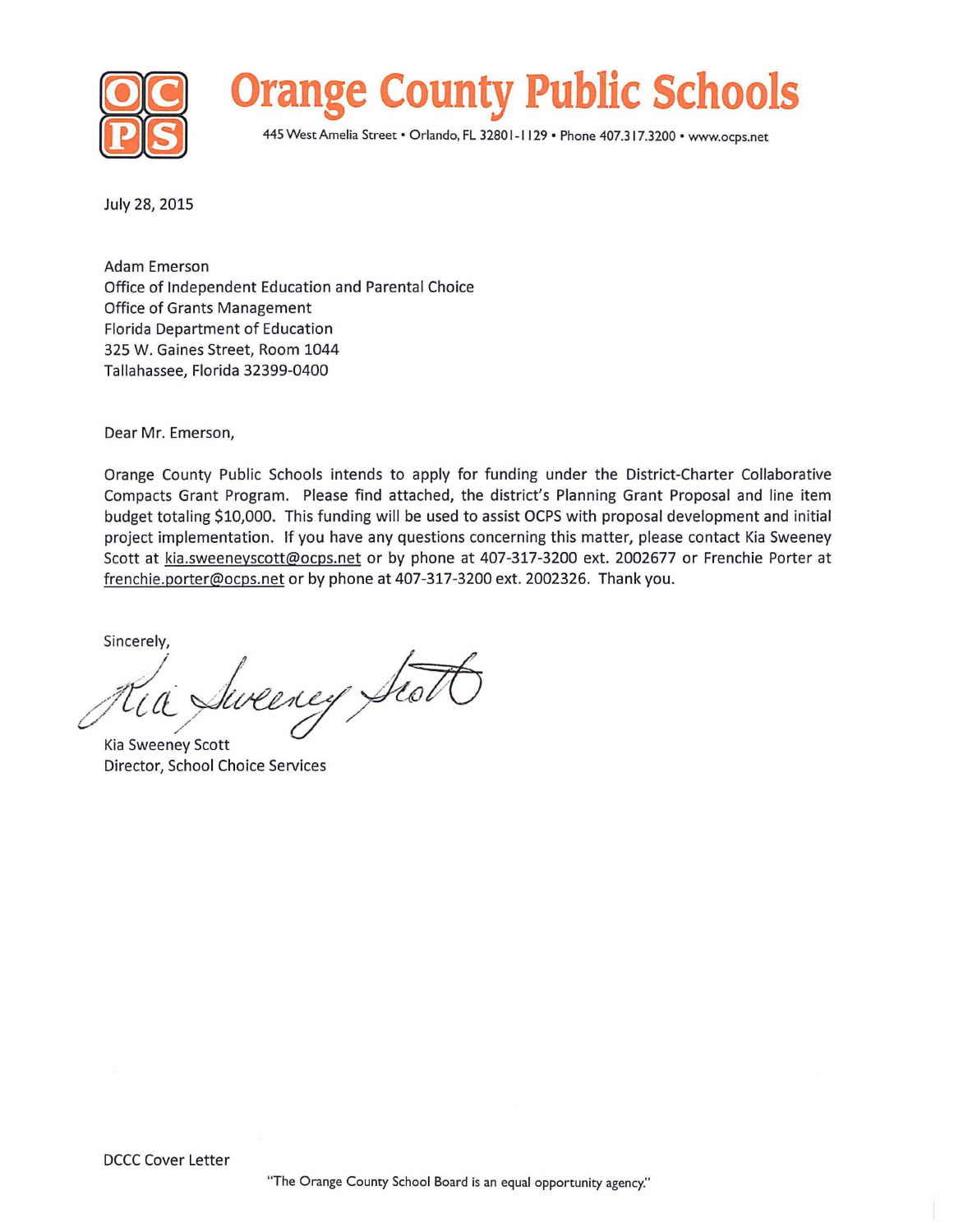# Orange County Public Schools

445 West Amelia Street • Orlando, FL 32801-1129 • Phone 407.317.3200 • www.ocps.net

July 28, 2015

Adam Emerson
Office of Independent Education and Parental Choice
Office of Grants Management
Florida Department of Education
325 W. Gaines Street, Room 1044
Tallahassee, Florida 32399-0400

Dear Mr. Emerson,

Orange County Public Schools intends to apply for funding under the District-Charter Collaborative Compacts Grant Program. Please find attached, the district's Planning Grant Proposal and line item budget totaling $10,000. This funding will be used to assist OCPS with proposal development and initial project implementation. If you have any questions concerning this matter, please contact Kia Sweeney Scott at kia.sweeneyscott@ocps.net or by phone at 407-317-3200 ext. 2002677 or Frenchie Porter at frenchie.porter@ocps.net or by phone at 407-317-3200 ext. 2002326. Thank you.

Sincerely,

Kia Sweeney Scott
Director, School Choice Services

DCCC Cover Letter

"The Orange County School Board is an equal opportunity agency."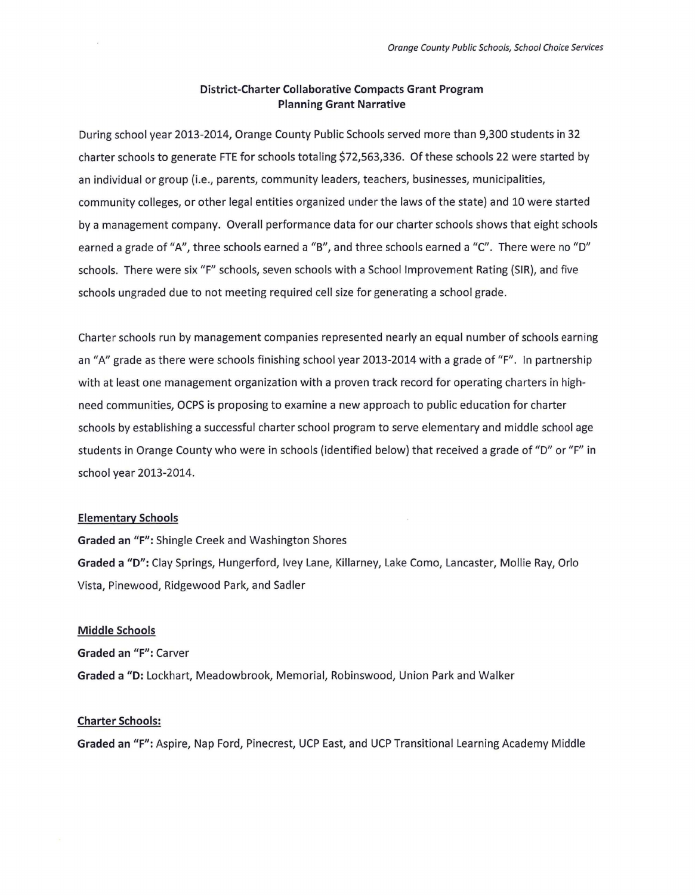## District-Charter Collaborative Compacts Grant Program
## Planning Grant Narrative

During school year 2013-2014, Orange County Public Schools served more than 9,300 students in 32 charter schools to generate FTE for schools totaling $72,563,336. Of these schools 22 were started by an individual or group (i.e., parents, community leaders, teachers, businesses, municipalities, community colleges, or other legal entities organized under the laws of the state) and 10 were started by a management company. Overall performance data for our charter schools shows that eight schools earned a grade of "A", three schools earned a "B", and three schools earned a "C". There were no "D" schools. There were six "F" schools, seven schools with a School Improvement Rating (SIR), and five schools ungraded due to not meeting required cell size for generating a school grade.

Charter schools run by management companies represented nearly an equal number of schools earning an "A" grade as there were schools finishing school year 2013-2014 with a grade of "F". In partnership with at least one management organization with a proven track record for operating charters in high-need communities, OCPS is proposing to examine a new approach to public education for charter schools by establishing a successful charter school program to serve elementary and middle school age students in Orange County who were in schools (identified below) that received a grade of "D" or "F" in school year 2013-2014.

<u>Elementary Schools</u>

**Graded an "F":** Shingle Creek and Washington Shores

**Graded a "D":** Clay Springs, Hungerford, Ivey Lane, Killarney, Lake Como, Lancaster, Mollie Ray, Orlo Vista, Pinewood, Ridgewood Park, and Sadler

<u>Middle Schools</u>

**Graded an "F":** Carver

**Graded a "D:** Lockhart, Meadowbrook, Memorial, Robinswood, Union Park and Walker

<u>Charter Schools:</u>

**Graded an "F":** Aspire, Nap Ford, Pinecrest, UCP East, and UCP Transitional Learning Academy Middle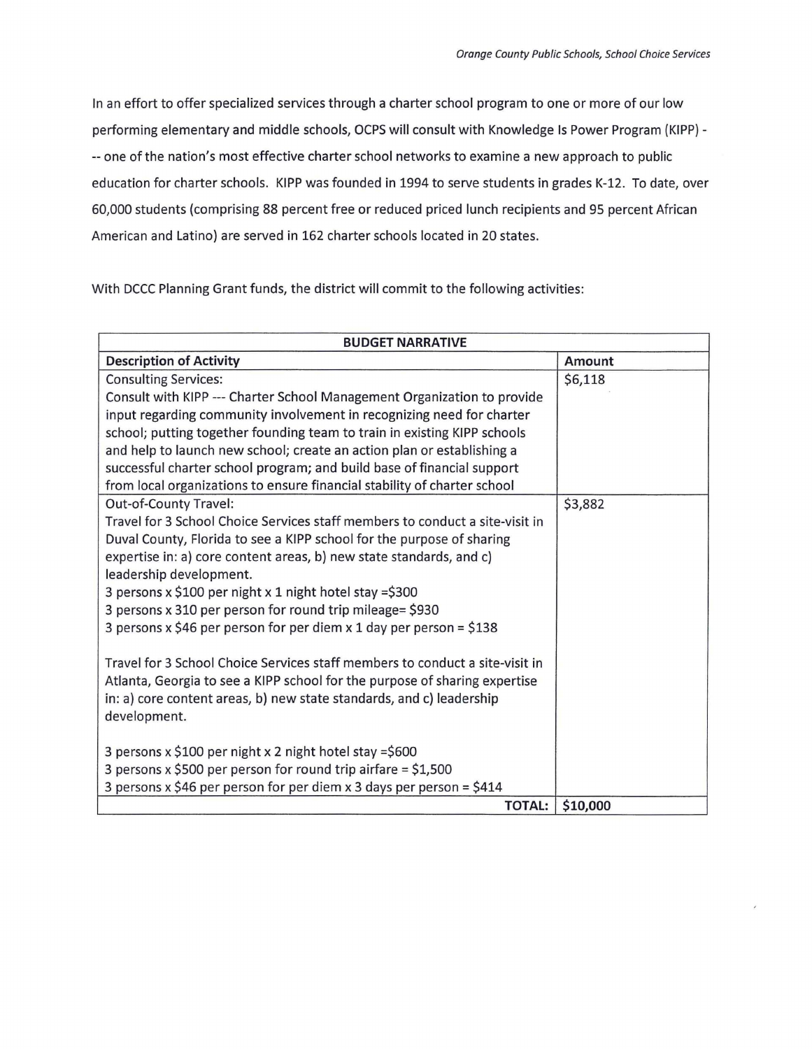In an effort to offer specialized services through a charter school program to one or more of our low performing elementary and middle schools, OCPS will consult with Knowledge Is Power Program (KIPP) --- one of the nation's most effective charter school networks to examine a new approach to public education for charter schools. KIPP was founded in 1994 to serve students in grades K-12. To date, over 60,000 students (comprising 88 percent free or reduced priced lunch recipients and 95 percent African American and Latino) are served in 162 charter schools located in 20 states.

With DCCC Planning Grant funds, the district will commit to the following activities:

| BUDGET NARRATIVE | |
|---|---|
| **Description of Activity** | **Amount** |
| Consulting Services:<br>Consult with KIPP --- Charter School Management Organization to provide input regarding community involvement in recognizing need for charter school; putting together founding team to train in existing KIPP schools and help to launch new school; create an action plan or establishing a successful charter school program; and build base of financial support from local organizations to ensure financial stability of charter school | $6,118 |
| Out-of-County Travel:<br>Travel for 3 School Choice Services staff members to conduct a site-visit in Duval County, Florida to see a KIPP school for the purpose of sharing expertise in: a) core content areas, b) new state standards, and c) leadership development.<br>3 persons x $100 per night x 1 night hotel stay =$300<br>3 persons x 310 per person for round trip mileage= $930<br>3 persons x $46 per person for per diem x 1 day per person = $138<br><br>Travel for 3 School Choice Services staff members to conduct a site-visit in Atlanta, Georgia to see a KIPP school for the purpose of sharing expertise in: a) core content areas, b) new state standards, and c) leadership development.<br><br>3 persons x $100 per night x 2 night hotel stay =$600<br>3 persons x $500 per person for round trip airfare = $1,500<br>3 persons x $46 per person for per diem x 3 days per person = $414 | $3,882 |
| **TOTAL:** | **$10,000** |